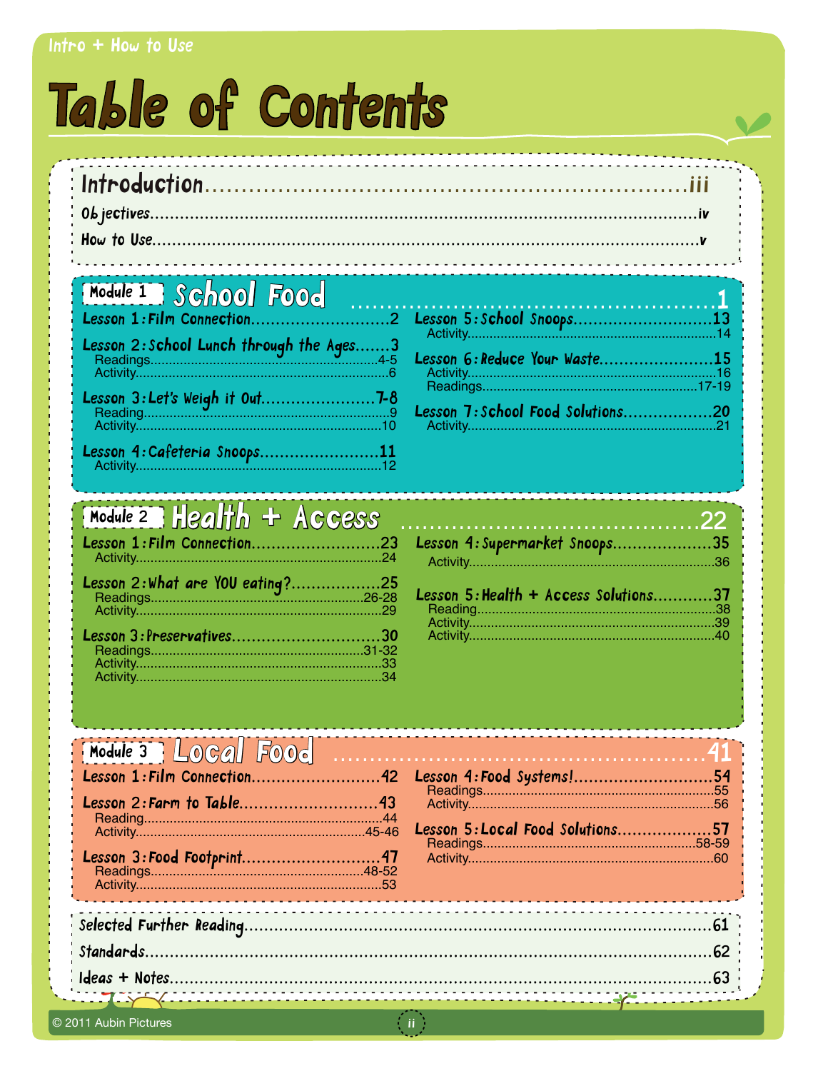# Table of Contents

Introduction ... iii
Objectives ... iv
How to Use ... v

## Module 1 School Food ... 1

Lesson 1: Film Connection ... 2

Lesson 2: School Lunch through the Ages ... 3
- Readings ... 4-5
- Activity ... 6

Lesson 3: Let's Weigh it Out ... 7-8
- Reading ... 9
- Activity ... 10

Lesson 4: Cafeteria Snoops ... 11
- Activity ... 12

Lesson 5: School Snoops ... 13
- Activity ... 14

Lesson 6: Reduce Your Waste ... 15
- Activity ... 16
- Readings ... 17-19

Lesson 7: School Food Solutions ... 20
- Activity ... 21

## Module 2 Health + Access ... 22

Lesson 1: Film Connection ... 23
- Activity ... 24

Lesson 2: What are YOU eating? ... 25
- Readings ... 26-28
- Activity ... 29

Lesson 3: Preservatives ... 30
- Readings ... 31-32
- Activity ... 33
- Activity ... 34

Lesson 4: Supermarket Snoops ... 35
- Activity ... 36

Lesson 5: Health + Access Solutions ... 37
- Reading ... 38
- Activity ... 39
- Activity ... 40

## Module 3 Local Food ... 41

Lesson 1: Film Connection ... 42

Lesson 2: Farm to Table ... 43
- Reading ... 44
- Activity ... 45-46

Lesson 3: Food Footprint ... 47
- Readings ... 48-52
- Activity ... 53

Lesson 4: Food Systems! ... 54
- Readings ... 55
- Activity ... 56

Lesson 5: Local Food Solutions ... 57
- Readings ... 58-59
- Activity ... 60

Selected Further Reading ... 61
Standards ... 62
Ideas + Notes ... 63

© 2011 Aubin Pictures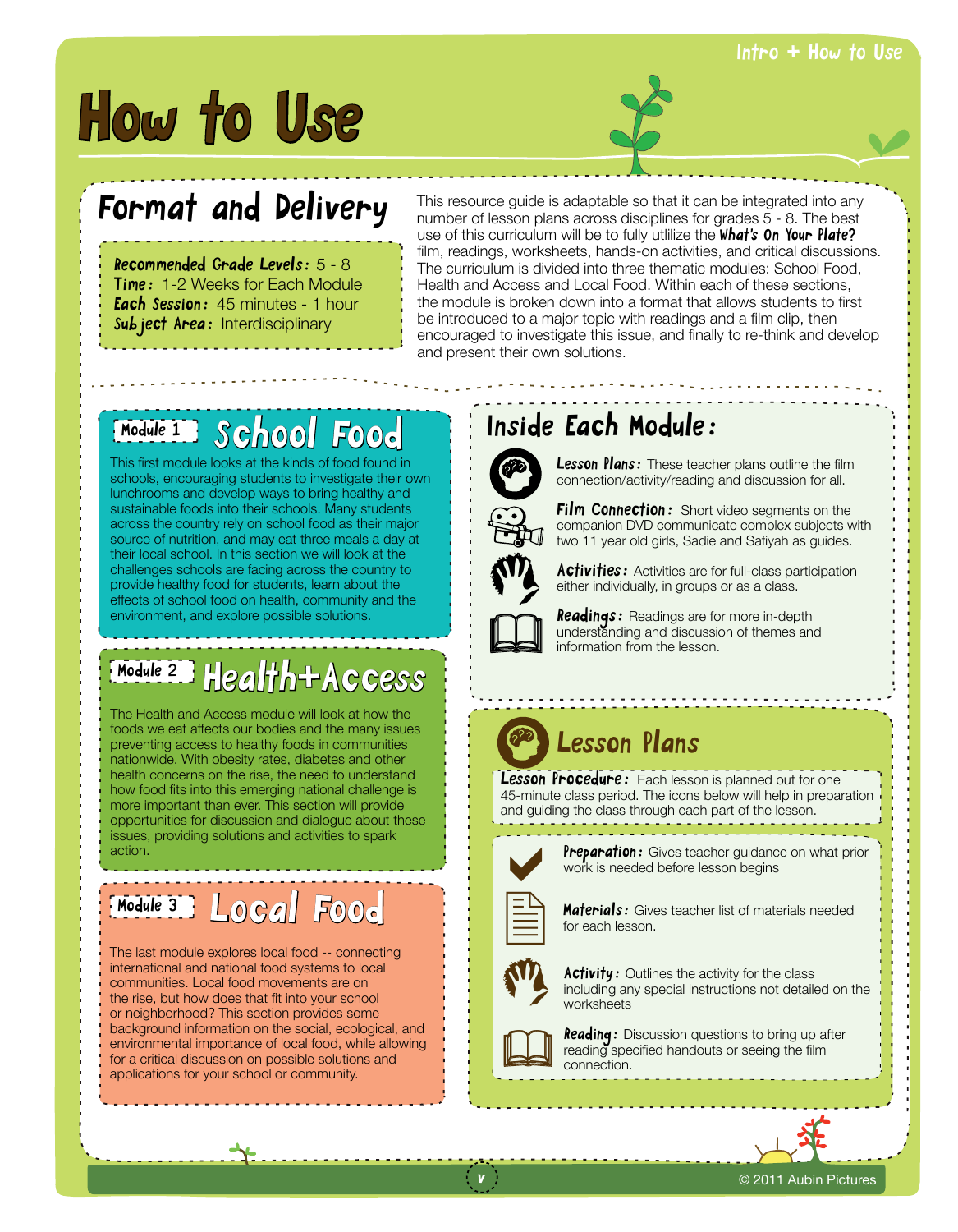# How to Use

## Format and Delivery

**Recommended Grade Levels:** 5 - 8
**Time:** 1-2 Weeks for Each Module
**Each Session:** 45 minutes - 1 hour
**Subject Area:** Interdisciplinary

This resource guide is adaptable so that it can be integrated into any number of lesson plans across disciplines for grades 5 - 8. The best use of this curriculum will be to fully utlilize the ***What's On Your Plate?*** film, readings, worksheets, hands-on activities, and critical discussions. The curriculum is divided into three thematic modules: School Food, Health and Access and Local Food. Within each of these sections, the module is broken down into a format that allows students to first be introduced to a major topic with readings and a film clip, then encouraged to investigate this issue, and finally to re-think and develop and present their own solutions.

### Module 1 School Food

This first module looks at the kinds of food found in schools, encouraging students to investigate their own lunchrooms and develop ways to bring healthy and sustainable foods into their schools. Many students across the country rely on school food as their major source of nutrition, and may eat three meals a day at their local school. In this section we will look at the challenges schools are facing across the country to provide healthy food for students, learn about the effects of school food on health, community and the environment, and explore possible solutions.

### Module 2 Health+Access

The Health and Access module will look at how the foods we eat affects our bodies and the many issues preventing access to healthy foods in communities nationwide. With obesity rates, diabetes and other health concerns on the rise, the need to understand how food fits into this emerging national challenge is more important than ever. This section will provide opportunities for discussion and dialogue about these issues, providing solutions and activities to spark action.

### Module 3 Local Food

The last module explores local food -- connecting international and national food systems to local communities. Local food movements are on the rise, but how does that fit into your school or neighborhood? This section provides some background information on the social, ecological, and environmental importance of local food, while allowing for a critical discussion on possible solutions and applications for your school or community.

## Inside Each Module:

- **Lesson Plans:** These teacher plans outline the film connection/activity/reading and discussion for all.
- **Film Connection:** Short video segments on the companion DVD communicate complex subjects with two 11 year old girls, Sadie and Safiyah as guides.
- **Activities:** Activities are for full-class participation either individually, in groups or as a class.
- **Readings:** Readings are for more in-depth understanding and discussion of themes and information from the lesson.

## Lesson Plans

**Lesson Procedure:** Each lesson is planned out for one 45-minute class period. The icons below will help in preparation and guiding the class through each part of the lesson.

- **Preparation:** Gives teacher guidance on what prior work is needed before lesson begins
- **Materials:** Gives teacher list of materials needed for each lesson.
- **Activity:** Outlines the activity for the class including any special instructions not detailed on the worksheets
- **Reading:** Discussion questions to bring up after reading specified handouts or seeing the film connection.

© 2011 Aubin Pictures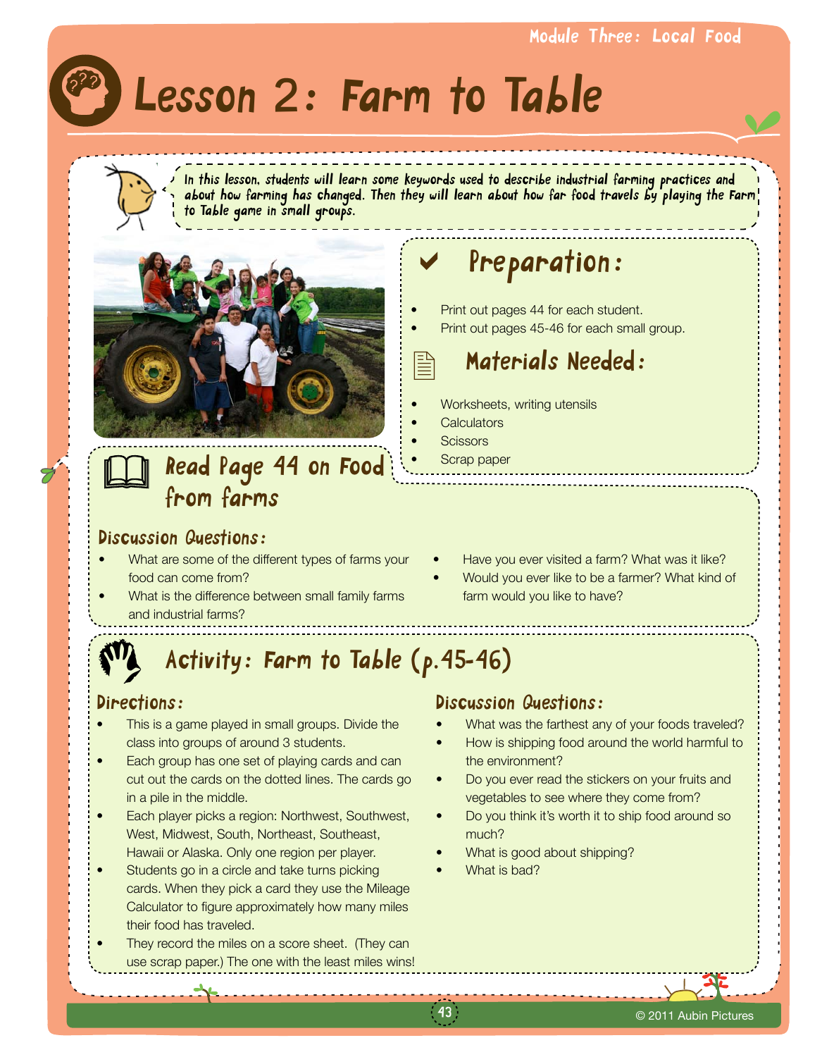# Lesson 2: Farm to Table

In this lesson, students will learn some keywords used to describe industrial farming practices and about how farming has changed. Then they will learn about how far food travels by playing the Farm to Table game in small groups.

## Preparation:

- Print out pages 44 for each student.
- Print out pages 45-46 for each small group.

## Materials Needed:

- Worksheets, writing utensils
- Calculators
- Scissors
- Scrap paper

## Read Page 44 on Food from farms

### Discussion Questions:

- What are some of the different types of farms your food can come from?
- What is the difference between small family farms and industrial farms?
- Have you ever visited a farm? What was it like?
- Would you ever like to be a farmer? What kind of farm would you like to have?

## Activity: Farm to Table (p.45-46)

### Directions:

- This is a game played in small groups. Divide the class into groups of around 3 students.
- Each group has one set of playing cards and can cut out the cards on the dotted lines. The cards go in a pile in the middle.
- Each player picks a region: Northwest, Southwest, West, Midwest, South, Northeast, Southeast, Hawaii or Alaska. Only one region per player.
- Students go in a circle and take turns picking cards. When they pick a card they use the Mileage Calculator to figure approximately how many miles their food has traveled.
- They record the miles on a score sheet. (They can use scrap paper.) The one with the least miles wins!

### Discussion Questions:

- What was the farthest any of your foods traveled?
- How is shipping food around the world harmful to the environment?
- Do you ever read the stickers on your fruits and vegetables to see where they come from?
- Do you think it's worth it to ship food around so much?
- What is good about shipping?
- What is bad?